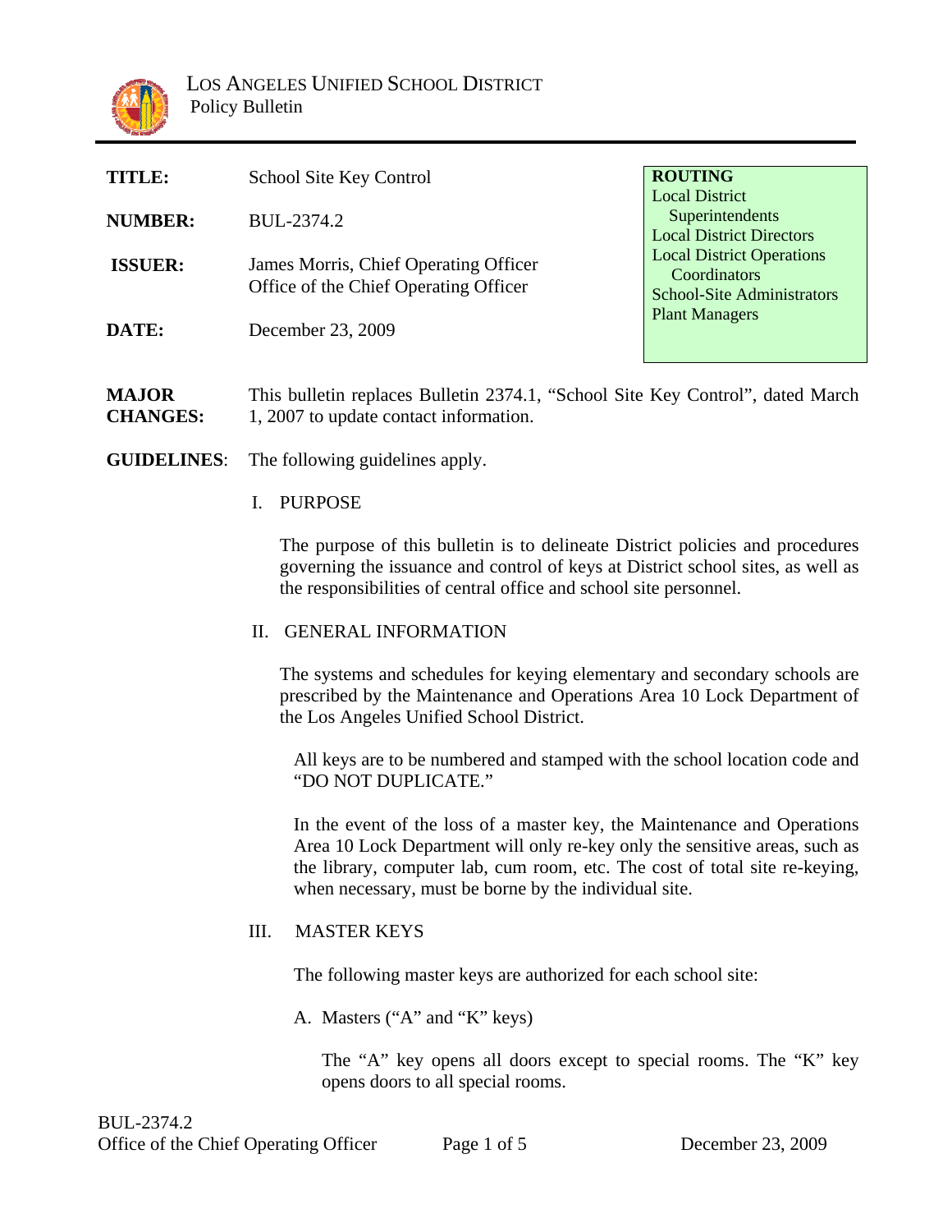LOS ANGELES UNIFIED SCHOOL DISTRICT
Policy Bulletin

| | |
|---|---|
| **TITLE:** | School Site Key Control |
| **NUMBER:** | BUL-2374.2 |
| **ISSUER:** | James Morris, Chief Operating Officer<br>Office of the Chief Operating Officer |
| **DATE:** | December 23, 2009 |

**ROUTING**
Local District Superintendents
Local District Directors
Local District Operations Coordinators
School-Site Administrators
Plant Managers

**MAJOR CHANGES:** This bulletin replaces Bulletin 2374.1, "School Site Key Control", dated March 1, 2007 to update contact information.

**GUIDELINES**: The following guidelines apply.

## I. PURPOSE

The purpose of this bulletin is to delineate District policies and procedures governing the issuance and control of keys at District school sites, as well as the responsibilities of central office and school site personnel.

## II. GENERAL INFORMATION

The systems and schedules for keying elementary and secondary schools are prescribed by the Maintenance and Operations Area 10 Lock Department of the Los Angeles Unified School District.

All keys are to be numbered and stamped with the school location code and "DO NOT DUPLICATE."

In the event of the loss of a master key, the Maintenance and Operations Area 10 Lock Department will only re-key only the sensitive areas, such as the library, computer lab, cum room, etc. The cost of total site re-keying, when necessary, must be borne by the individual site.

## III. MASTER KEYS

The following master keys are authorized for each school site:

A. Masters ("A" and "K" keys)

The "A" key opens all doors except to special rooms. The "K" key opens doors to all special rooms.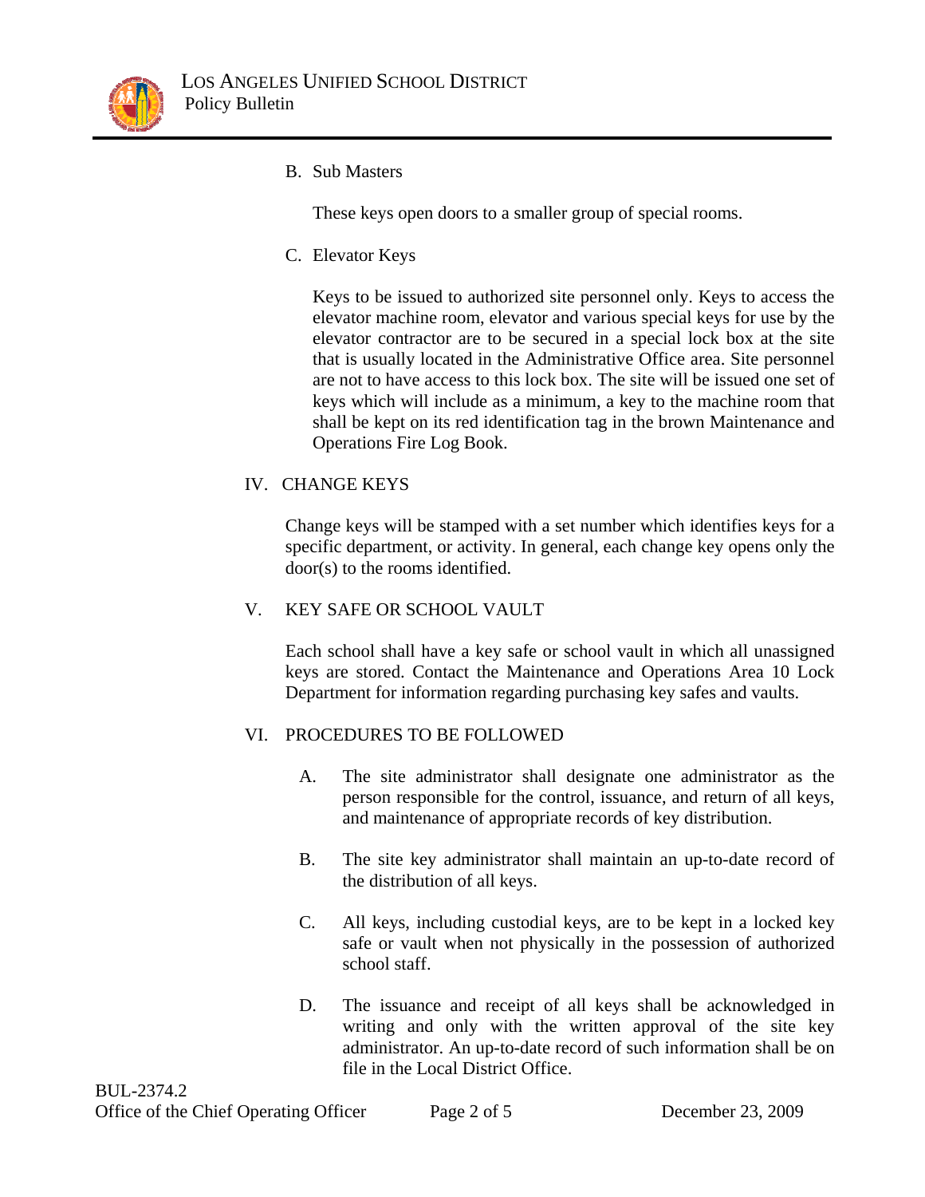B. Sub Masters

These keys open doors to a smaller group of special rooms.

C. Elevator Keys

Keys to be issued to authorized site personnel only. Keys to access the elevator machine room, elevator and various special keys for use by the elevator contractor are to be secured in a special lock box at the site that is usually located in the Administrative Office area. Site personnel are not to have access to this lock box. The site will be issued one set of keys which will include as a minimum, a key to the machine room that shall be kept on its red identification tag in the brown Maintenance and Operations Fire Log Book.

## IV. CHANGE KEYS

Change keys will be stamped with a set number which identifies keys for a specific department, or activity. In general, each change key opens only the door(s) to the rooms identified.

## V. KEY SAFE OR SCHOOL VAULT

Each school shall have a key safe or school vault in which all unassigned keys are stored. Contact the Maintenance and Operations Area 10 Lock Department for information regarding purchasing key safes and vaults.

## VI. PROCEDURES TO BE FOLLOWED

A. The site administrator shall designate one administrator as the person responsible for the control, issuance, and return of all keys, and maintenance of appropriate records of key distribution.

B. The site key administrator shall maintain an up-to-date record of the distribution of all keys.

C. All keys, including custodial keys, are to be kept in a locked key safe or vault when not physically in the possession of authorized school staff.

D. The issuance and receipt of all keys shall be acknowledged in writing and only with the written approval of the site key administrator. An up-to-date record of such information shall be on file in the Local District Office.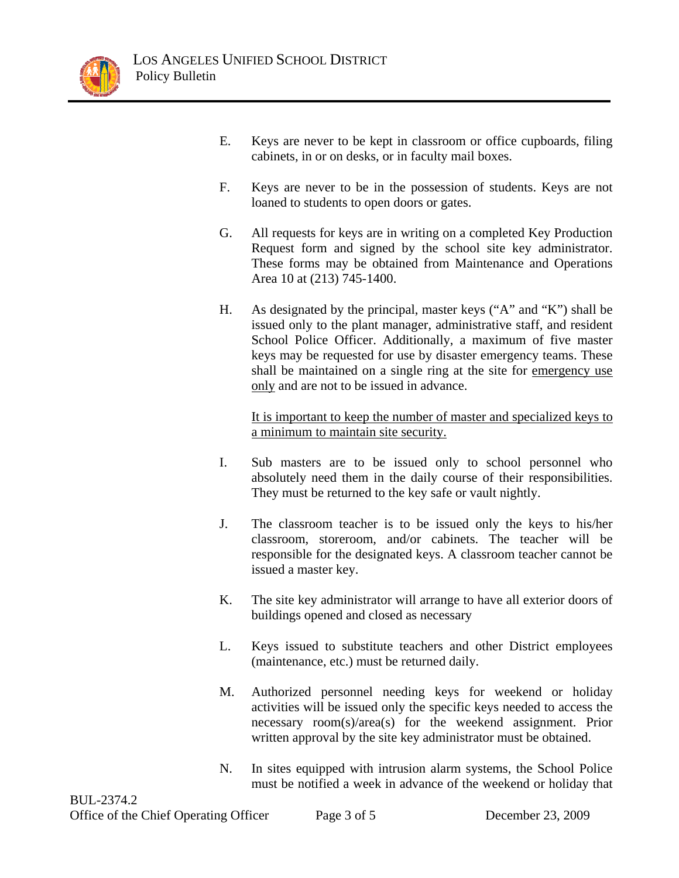E. Keys are never to be kept in classroom or office cupboards, filing cabinets, in or on desks, or in faculty mail boxes.

F. Keys are never to be in the possession of students. Keys are not loaned to students to open doors or gates.

G. All requests for keys are in writing on a completed Key Production Request form and signed by the school site key administrator. These forms may be obtained from Maintenance and Operations Area 10 at (213) 745-1400.

H. As designated by the principal, master keys ("A" and "K") shall be issued only to the plant manager, administrative staff, and resident School Police Officer. Additionally, a maximum of five master keys may be requested for use by disaster emergency teams. These shall be maintained on a single ring at the site for <u>emergency use only</u> and are not to be issued in advance.

   <u>It is important to keep the number of master and specialized keys to a minimum to maintain site security.</u>

I. Sub masters are to be issued only to school personnel who absolutely need them in the daily course of their responsibilities. They must be returned to the key safe or vault nightly.

J. The classroom teacher is to be issued only the keys to his/her classroom, storeroom, and/or cabinets. The teacher will be responsible for the designated keys. A classroom teacher cannot be issued a master key.

K. The site key administrator will arrange to have all exterior doors of buildings opened and closed as necessary

L. Keys issued to substitute teachers and other District employees (maintenance, etc.) must be returned daily.

M. Authorized personnel needing keys for weekend or holiday activities will be issued only the specific keys needed to access the necessary room(s)/area(s) for the weekend assignment. Prior written approval by the site key administrator must be obtained.

N. In sites equipped with intrusion alarm systems, the School Police must be notified a week in advance of the weekend or holiday that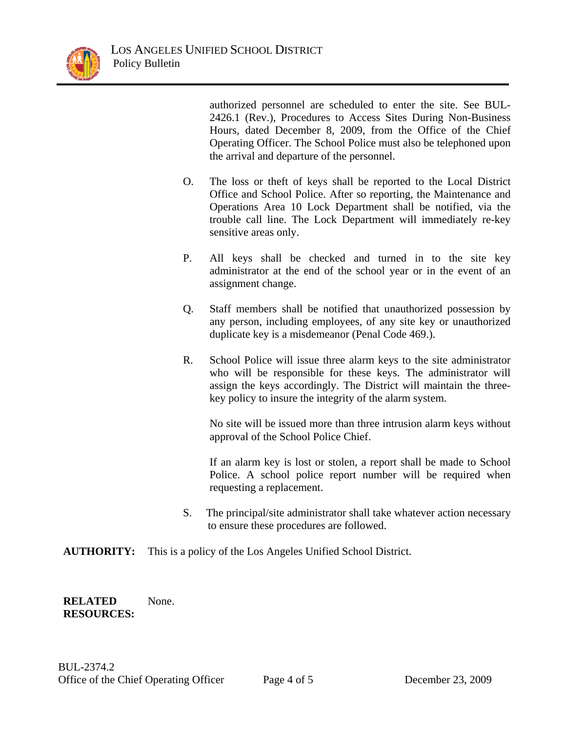authorized personnel are scheduled to enter the site. See BUL-2426.1 (Rev.), Procedures to Access Sites During Non-Business Hours, dated December 8, 2009, from the Office of the Chief Operating Officer. The School Police must also be telephoned upon the arrival and departure of the personnel.

O. The loss or theft of keys shall be reported to the Local District Office and School Police. After so reporting, the Maintenance and Operations Area 10 Lock Department shall be notified, via the trouble call line. The Lock Department will immediately re-key sensitive areas only.

P. All keys shall be checked and turned in to the site key administrator at the end of the school year or in the event of an assignment change.

Q. Staff members shall be notified that unauthorized possession by any person, including employees, of any site key or unauthorized duplicate key is a misdemeanor (Penal Code 469.).

R. School Police will issue three alarm keys to the site administrator who will be responsible for these keys. The administrator will assign the keys accordingly. The District will maintain the three-key policy to insure the integrity of the alarm system.

   No site will be issued more than three intrusion alarm keys without approval of the School Police Chief.

   If an alarm key is lost or stolen, a report shall be made to School Police. A school police report number will be required when requesting a replacement.

S. The principal/site administrator shall take whatever action necessary to ensure these procedures are followed.

**AUTHORITY:** This is a policy of the Los Angeles Unified School District.

**RELATED RESOURCES:** None.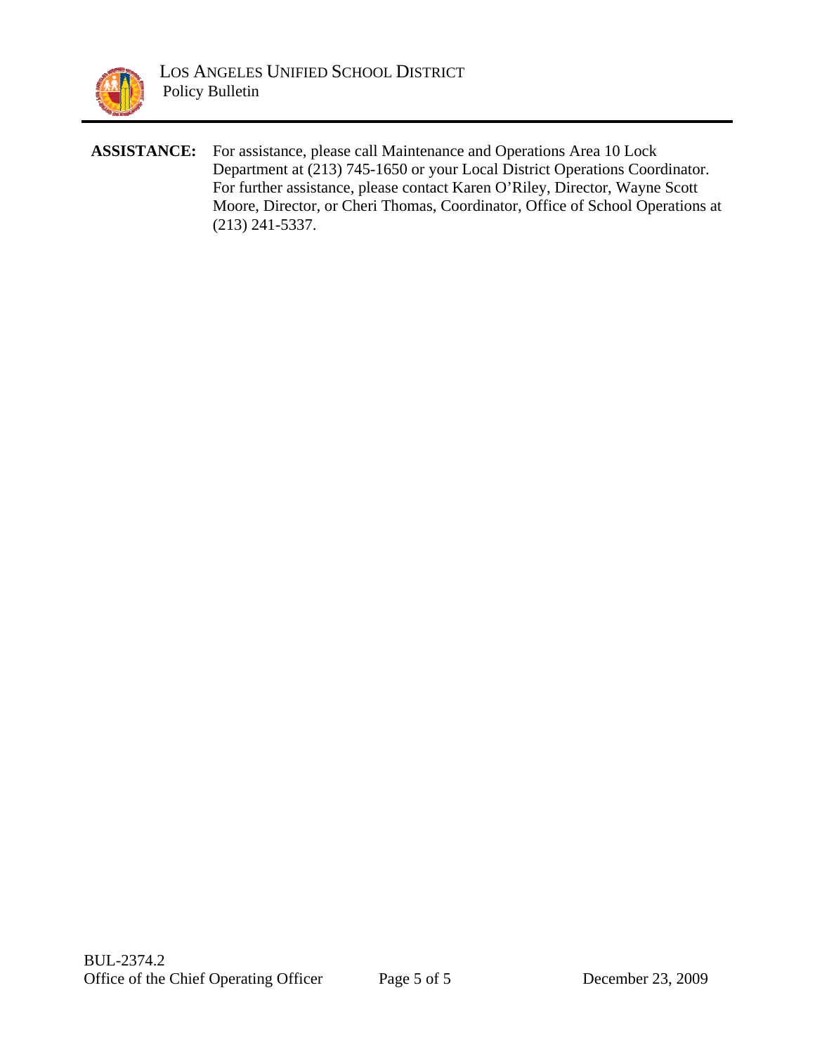**ASSISTANCE:** For assistance, please call Maintenance and Operations Area 10 Lock Department at (213) 745-1650 or your Local District Operations Coordinator. For further assistance, please contact Karen O'Riley, Director, Wayne Scott Moore, Director, or Cheri Thomas, Coordinator, Office of School Operations at (213) 241-5337.